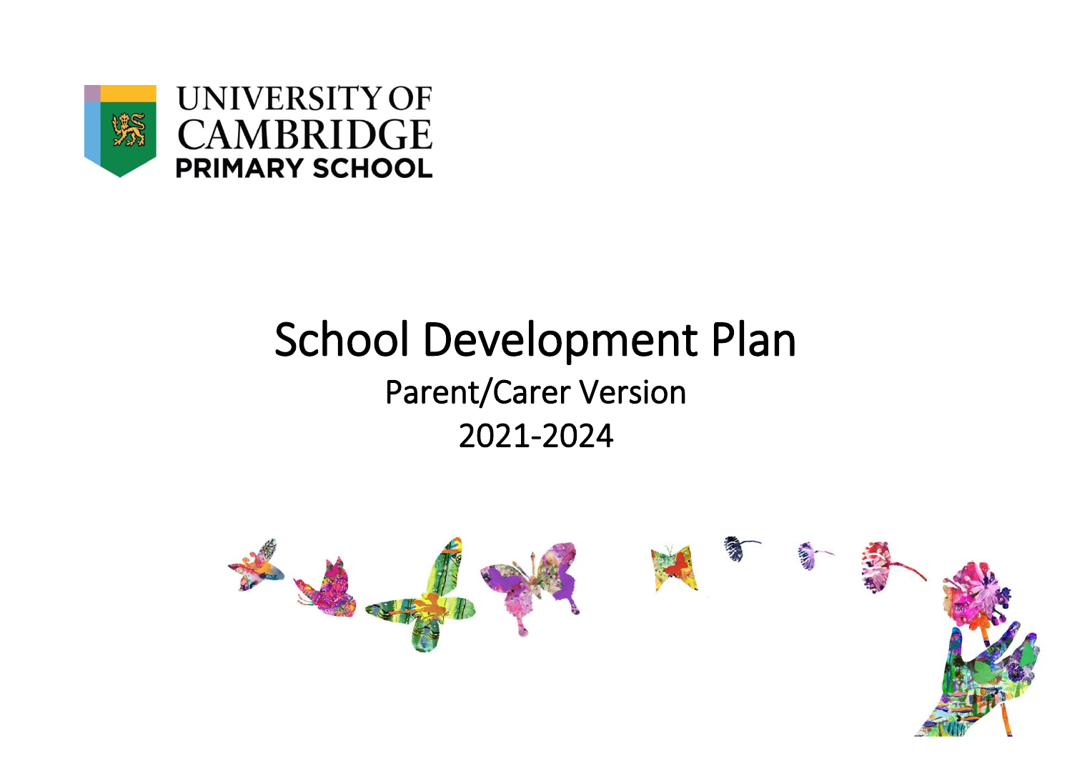UNIVERSITY OF CAMBRIDGE
PRIMARY SCHOOL

# School Development Plan

## Parent/Carer Version

## 2021-2024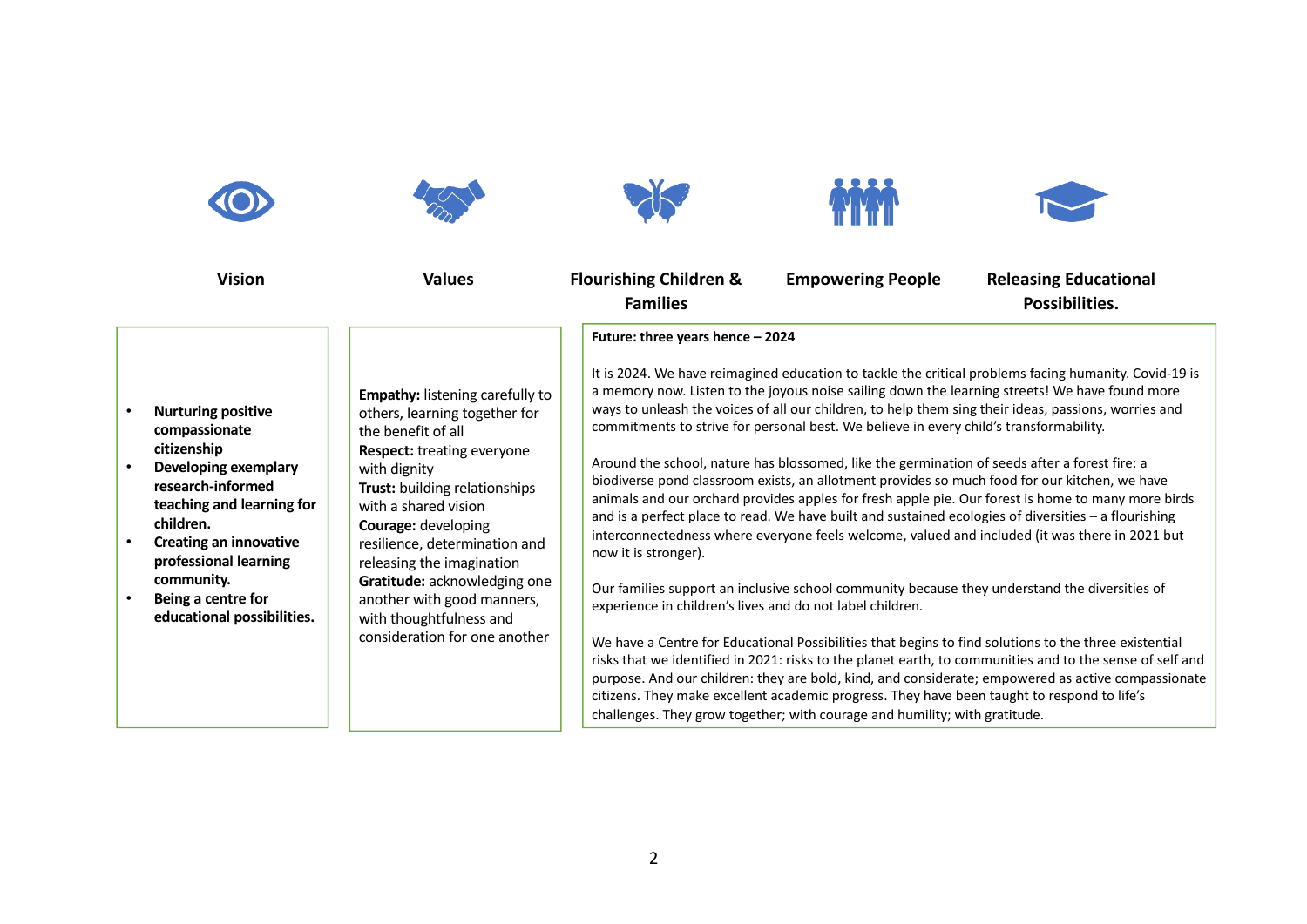**Vision** | **Values** | **Flourishing Children & Families** | **Empowering People** | **Releasing Educational Possibilities.**

## Vision

- **Nurturing positive compassionate citizenship**
- **Developing exemplary research-informed teaching and learning for children.**
- **Creating an innovative professional learning community.**
- **Being a centre for educational possibilities.**

## Values

**Empathy:** listening carefully to others, learning together for the benefit of all
**Respect:** treating everyone with dignity
**Trust:** building relationships with a shared vision
**Courage:** developing resilience, determination and releasing the imagination
**Gratitude:** acknowledging one another with good manners, with thoughtfulness and consideration for one another

## Future: three years hence – 2024

It is 2024. We have reimagined education to tackle the critical problems facing humanity. Covid-19 is a memory now. Listen to the joyous noise sailing down the learning streets! We have found more ways to unleash the voices of all our children, to help them sing their ideas, passions, worries and commitments to strive for personal best. We believe in every child's transformability.

Around the school, nature has blossomed, like the germination of seeds after a forest fire: a biodiverse pond classroom exists, an allotment provides so much food for our kitchen, we have animals and our orchard provides apples for fresh apple pie. Our forest is home to many more birds and is a perfect place to read. We have built and sustained ecologies of diversities – a flourishing interconnectedness where everyone feels welcome, valued and included (it was there in 2021 but now it is stronger).

Our families support an inclusive school community because they understand the diversities of experience in children's lives and do not label children.

We have a Centre for Educational Possibilities that begins to find solutions to the three existential risks that we identified in 2021: risks to the planet earth, to communities and to the sense of self and purpose. And our children: they are bold, kind, and considerate; empowered as active compassionate citizens. They make excellent academic progress. They have been taught to respond to life's challenges. They grow together; with courage and humility; with gratitude.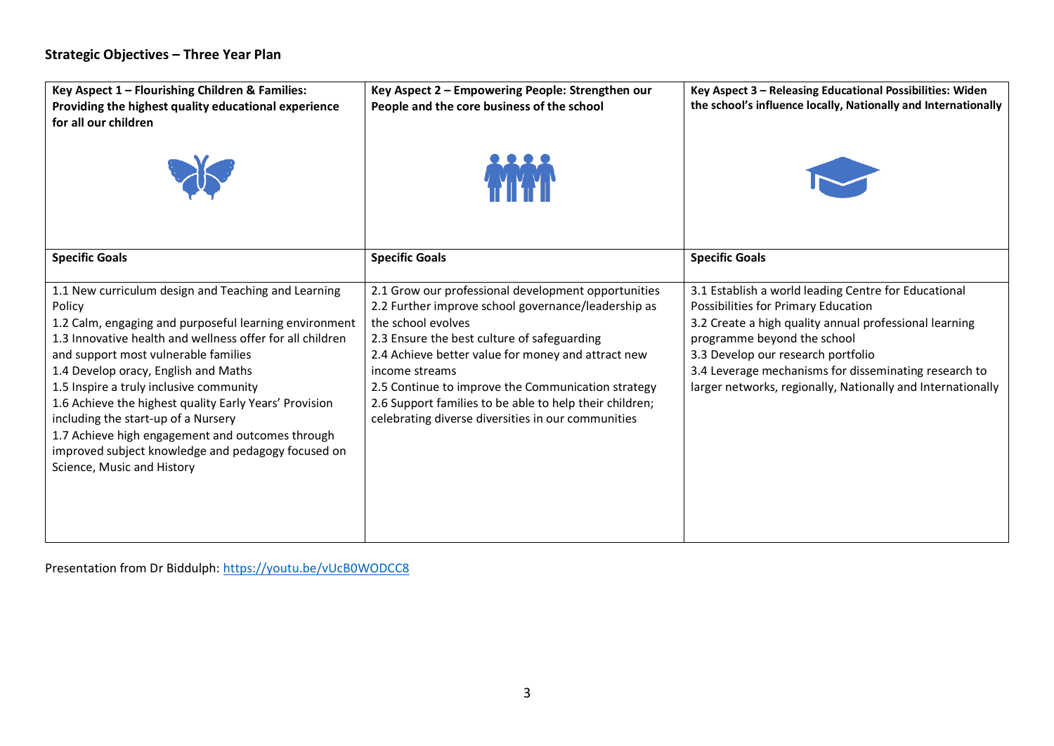## Strategic Objectives – Three Year Plan

| Key Aspect 1 – Flourishing Children & Families: Providing the highest quality educational experience for all our children | Key Aspect 2 – Empowering People: Strengthen our People and the core business of the school | Key Aspect 3 – Releasing Educational Possibilities: Widen the school's influence locally, Nationally and Internationally |
|---|---|---|
| **Specific Goals** | **Specific Goals** | **Specific Goals** |
| 1.1 New curriculum design and Teaching and Learning Policy<br>1.2 Calm, engaging and purposeful learning environment<br>1.3 Innovative health and wellness offer for all children and support most vulnerable families<br>1.4 Develop oracy, English and Maths<br>1.5 Inspire a truly inclusive community<br>1.6 Achieve the highest quality Early Years' Provision including the start-up of a Nursery<br>1.7 Achieve high engagement and outcomes through improved subject knowledge and pedagogy focused on Science, Music and History | 2.1 Grow our professional development opportunities<br>2.2 Further improve school governance/leadership as the school evolves<br>2.3 Ensure the best culture of safeguarding<br>2.4 Achieve better value for money and attract new income streams<br>2.5 Continue to improve the Communication strategy<br>2.6 Support families to be able to help their children; celebrating diverse diversities in our communities | 3.1 Establish a world leading Centre for Educational Possibilities for Primary Education<br>3.2 Create a high quality annual professional learning programme beyond the school<br>3.3 Develop our research portfolio<br>3.4 Leverage mechanisms for disseminating research to larger networks, regionally, Nationally and Internationally |

Presentation from Dr Biddulph: https://youtu.be/vUcB0WODCC8